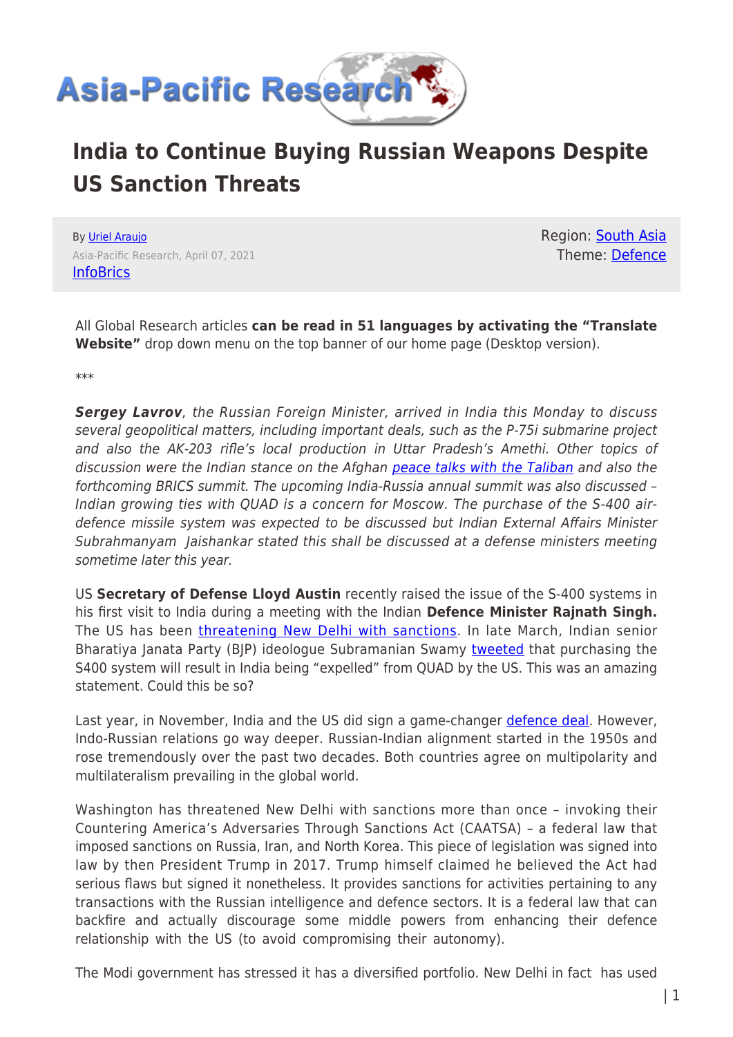# India to Continue Buying Russian Weapons Despite US Sanction Threats

By Uriel Araujo
Asia-Pacific Research, April 07, 2021
InfoBrics

Region: South Asia
Theme: Defence

All Global Research articles **can be read in 51 languages by activating the "Translate Website"** drop down menu on the top banner of our home page (Desktop version).

***

***Sergey Lavrov**, the Russian Foreign Minister, arrived in India this Monday to discuss several geopolitical matters, including important deals, such as the P-75i submarine project and also the AK-203 rifle's local production in Uttar Pradesh's Amethi. Other topics of discussion were the Indian stance on the Afghan peace talks with the Taliban and also the forthcoming BRICS summit. The upcoming India-Russia annual summit was also discussed – Indian growing ties with QUAD is a concern for Moscow. The purchase of the S-400 air-defence missile system was expected to be discussed but Indian External Affairs Minister Subrahmanyam Jaishankar stated this shall be discussed at a defense ministers meeting sometime later this year.*

US **Secretary of Defense Lloyd Austin** recently raised the issue of the S-400 systems in his first visit to India during a meeting with the Indian **Defence Minister Rajnath Singh.** The US has been threatening New Delhi with sanctions. In late March, Indian senior Bharatiya Janata Party (BJP) ideologue Subramanian Swamy tweeted that purchasing the S400 system will result in India being "expelled" from QUAD by the US. This was an amazing statement. Could this be so?

Last year, in November, India and the US did sign a game-changer defence deal. However, Indo-Russian relations go way deeper. Russian-Indian alignment started in the 1950s and rose tremendously over the past two decades. Both countries agree on multipolarity and multilateralism prevailing in the global world.

Washington has threatened New Delhi with sanctions more than once – invoking their Countering America's Adversaries Through Sanctions Act (CAATSA) – a federal law that imposed sanctions on Russia, Iran, and North Korea. This piece of legislation was signed into law by then President Trump in 2017. Trump himself claimed he believed the Act had serious flaws but signed it nonetheless. It provides sanctions for activities pertaining to any transactions with the Russian intelligence and defence sectors. It is a federal law that can backfire and actually discourage some middle powers from enhancing their defence relationship with the US (to avoid compromising their autonomy).

The Modi government has stressed it has a diversified portfolio. New Delhi in fact has used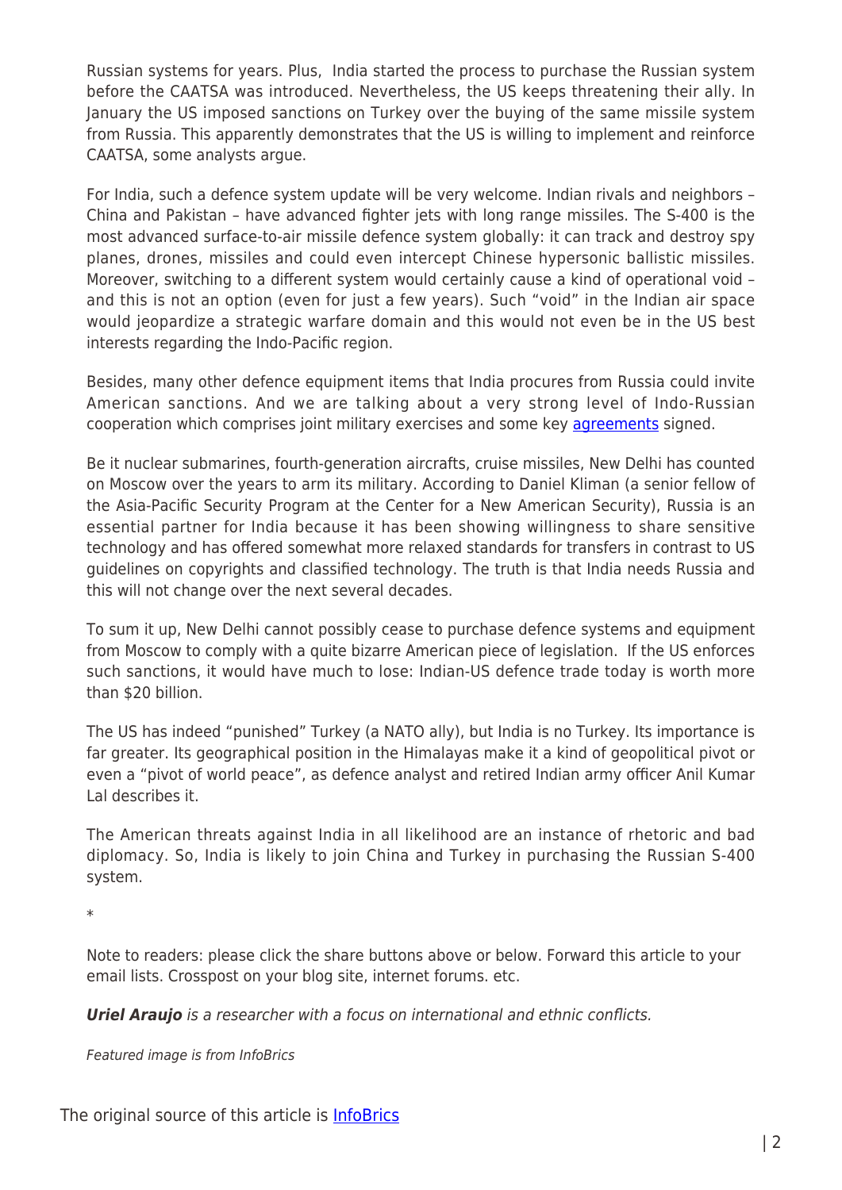Russian systems for years. Plus,  India started the process to purchase the Russian system before the CAATSA was introduced. Nevertheless, the US keeps threatening their ally. In January the US imposed sanctions on Turkey over the buying of the same missile system from Russia. This apparently demonstrates that the US is willing to implement and reinforce CAATSA, some analysts argue.

For India, such a defence system update will be very welcome. Indian rivals and neighbors – China and Pakistan – have advanced fighter jets with long range missiles. The S-400 is the most advanced surface-to-air missile defence system globally: it can track and destroy spy planes, drones, missiles and could even intercept Chinese hypersonic ballistic missiles. Moreover, switching to a different system would certainly cause a kind of operational void – and this is not an option (even for just a few years). Such "void" in the Indian air space would jeopardize a strategic warfare domain and this would not even be in the US best interests regarding the Indo-Pacific region.

Besides, many other defence equipment items that India procures from Russia could invite American sanctions. And we are talking about a very strong level of Indo-Russian cooperation which comprises joint military exercises and some key agreements signed.

Be it nuclear submarines, fourth-generation aircrafts, cruise missiles, New Delhi has counted on Moscow over the years to arm its military. According to Daniel Kliman (a senior fellow of the Asia-Pacific Security Program at the Center for a New American Security), Russia is an essential partner for India because it has been showing willingness to share sensitive technology and has offered somewhat more relaxed standards for transfers in contrast to US guidelines on copyrights and classified technology. The truth is that India needs Russia and this will not change over the next several decades.

To sum it up, New Delhi cannot possibly cease to purchase defence systems and equipment from Moscow to comply with a quite bizarre American piece of legislation.  If the US enforces such sanctions, it would have much to lose: Indian-US defence trade today is worth more than $20 billion.

The US has indeed "punished" Turkey (a NATO ally), but India is no Turkey. Its importance is far greater. Its geographical position in the Himalayas make it a kind of geopolitical pivot or even a "pivot of world peace", as defence analyst and retired Indian army officer Anil Kumar Lal describes it.

The American threats against India in all likelihood are an instance of rhetoric and bad diplomacy. So, India is likely to join China and Turkey in purchasing the Russian S-400 system.

*

Note to readers: please click the share buttons above or below. Forward this article to your email lists. Crosspost on your blog site, internet forums. etc.

***Uriel Araujo*** *is a researcher with a focus on international and ethnic conflicts.*

*Featured image is from InfoBrics*

The original source of this article is InfoBrics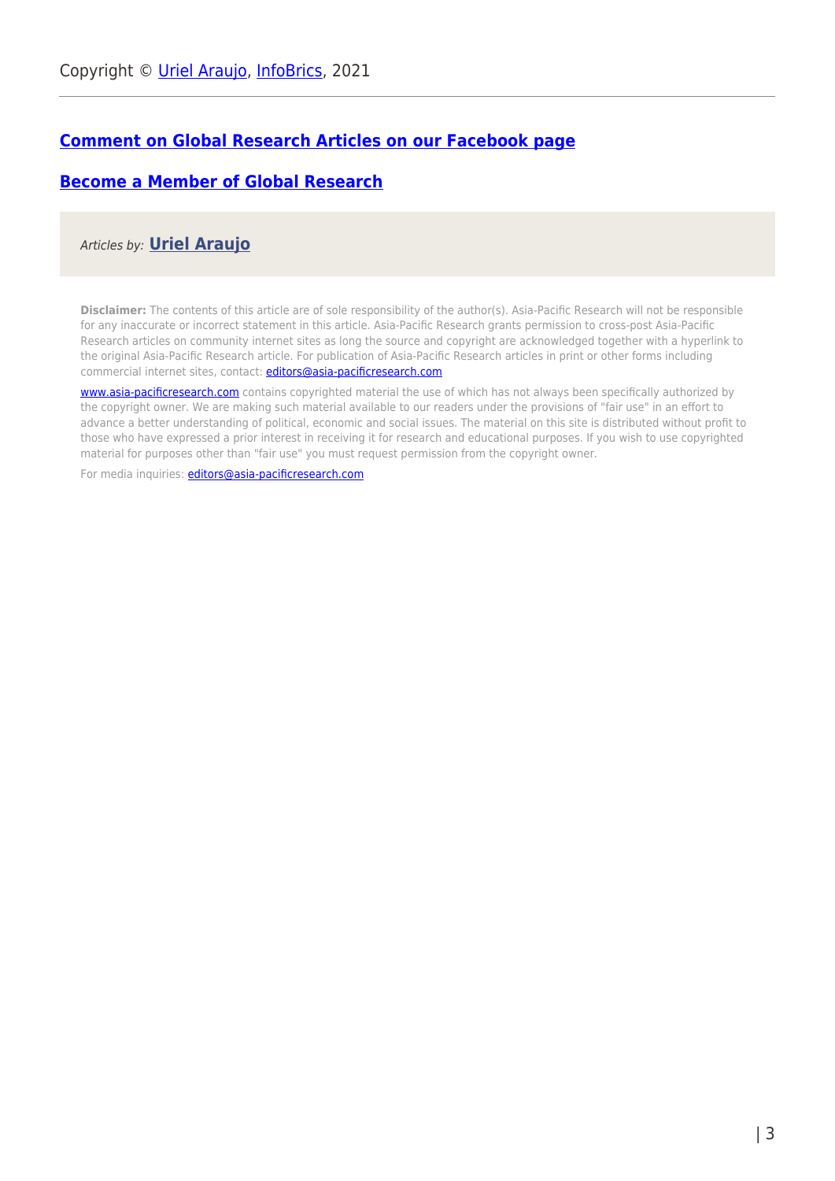Copyright © Uriel Araujo, InfoBrics, 2021

---

**Comment on Global Research Articles on our Facebook page**

**Become a Member of Global Research**

*Articles by:* **Uriel Araujo**

**Disclaimer:** The contents of this article are of sole responsibility of the author(s). Asia-Pacific Research will not be responsible for any inaccurate or incorrect statement in this article. Asia-Pacific Research grants permission to cross-post Asia-Pacific Research articles on community internet sites as long the source and copyright are acknowledged together with a hyperlink to the original Asia-Pacific Research article. For publication of Asia-Pacific Research articles in print or other forms including commercial internet sites, contact: editors@asia-pacificresearch.com

www.asia-pacificresearch.com contains copyrighted material the use of which has not always been specifically authorized by the copyright owner. We are making such material available to our readers under the provisions of "fair use" in an effort to advance a better understanding of political, economic and social issues. The material on this site is distributed without profit to those who have expressed a prior interest in receiving it for research and educational purposes. If you wish to use copyrighted material for purposes other than "fair use" you must request permission from the copyright owner.

For media inquiries: editors@asia-pacificresearch.com